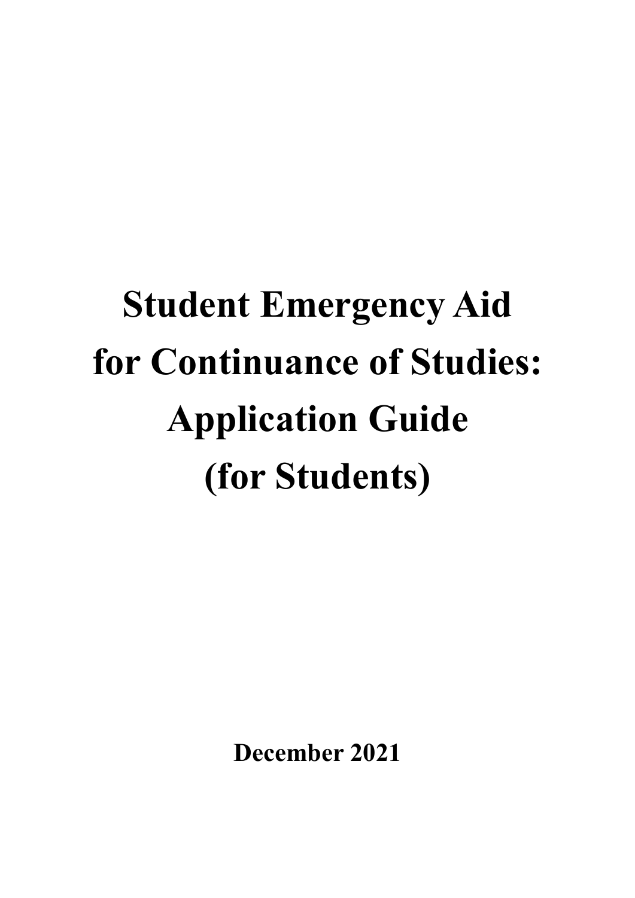# Student Emergency Aid for Continuance of Studies: Application Guide (for Students)

**December 2021**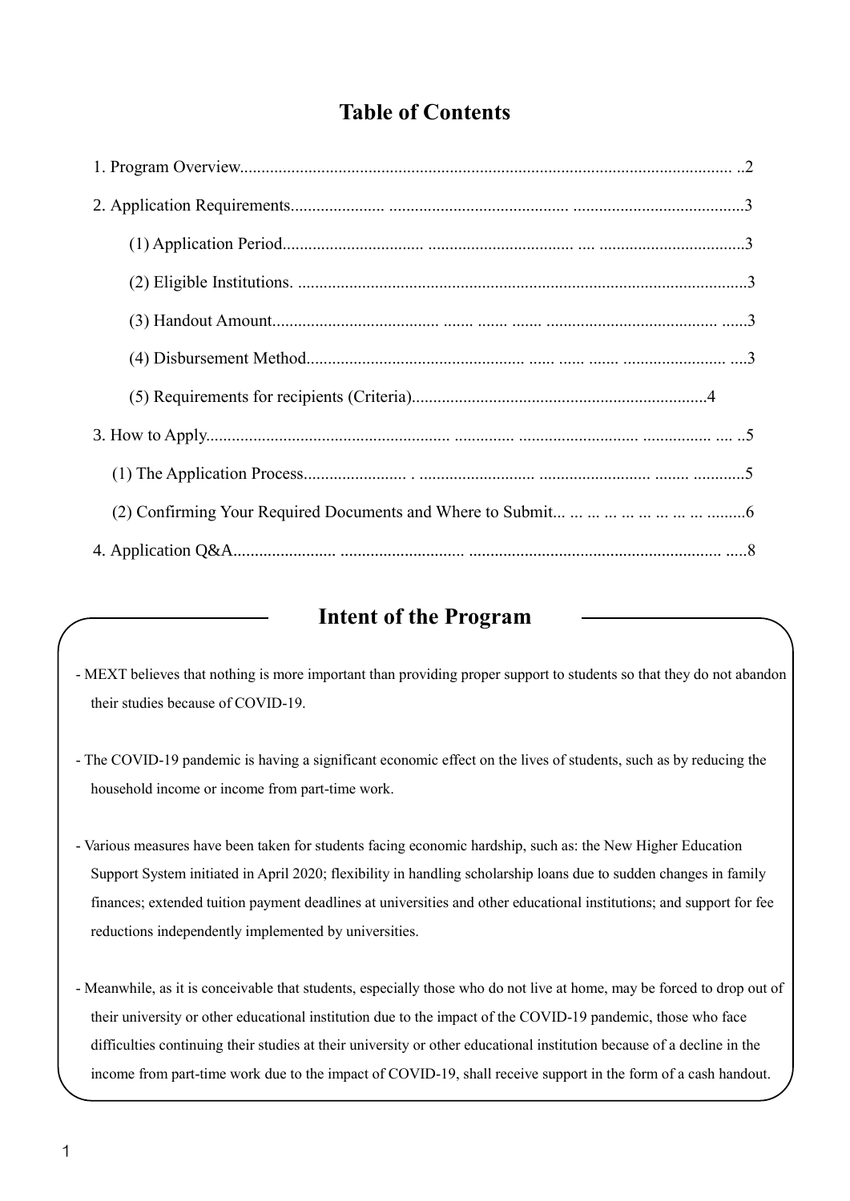# Table of Contents

1. Program Overview.......................................................................................................... ..2

2. Application Requirements..................... ......................................... .......................................3

   (1) Application Period................................ .................................. .... .................................3

   (2) Eligible Institutions. .......................................................................................................3

   (3) Handout Amount...................................... ...... ...... ...... ........................................ ......3

   (4) Disbursement Method.................................................. ...... ...... ...... ........................ ....3

   (5) Requirements for recipients (Criteria)....................................................................4

3. How to Apply........................................................ ............. ............................ ................ .... ..5

   (1) The Application Process....................... . .......................... .......................... ........ ............5

   (2) Confirming Your Required Documents and Where to Submit... ... ... ... ... ... ... ... ... .........6

4. Application Q&A....................... ........................... ........................................................... .....8

## Intent of the Program

- MEXT believes that nothing is more important than providing proper support to students so that they do not abandon their studies because of COVID-19.

- The COVID-19 pandemic is having a significant economic effect on the lives of students, such as by reducing the household income or income from part-time work.

- Various measures have been taken for students facing economic hardship, such as: the New Higher Education Support System initiated in April 2020; flexibility in handling scholarship loans due to sudden changes in family finances; extended tuition payment deadlines at universities and other educational institutions; and support for fee reductions independently implemented by universities.

- Meanwhile, as it is conceivable that students, especially those who do not live at home, may be forced to drop out of their university or other educational institution due to the impact of the COVID-19 pandemic, those who face difficulties continuing their studies at their university or other educational institution because of a decline in the income from part-time work due to the impact of COVID-19, shall receive support in the form of a cash handout.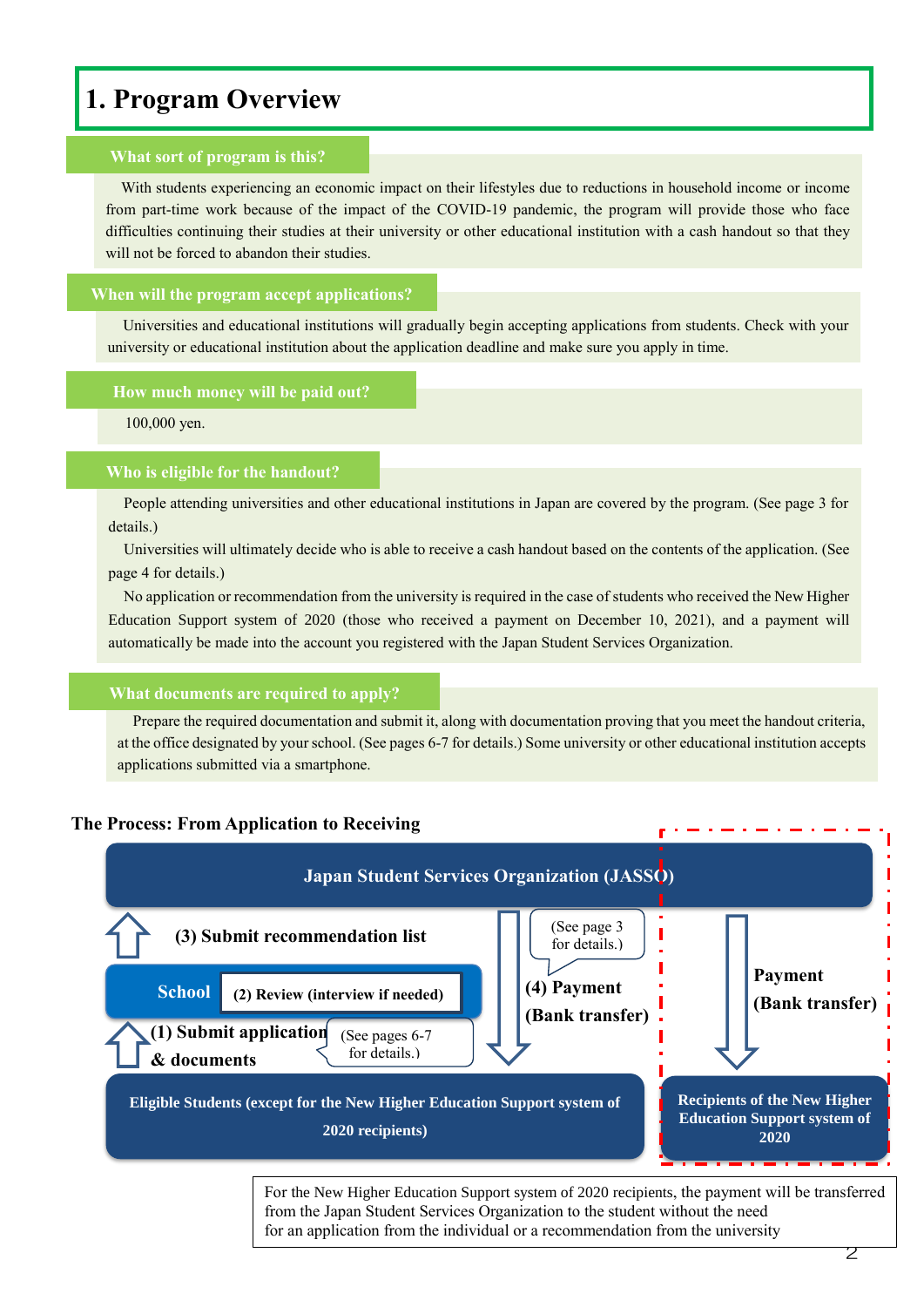# 1. Program Overview

## What sort of program is this?

With students experiencing an economic impact on their lifestyles due to reductions in household income or income from part-time work because of the impact of the COVID-19 pandemic, the program will provide those who face difficulties continuing their studies at their university or other educational institution with a cash handout so that they will not be forced to abandon their studies.

## When will the program accept applications?

Universities and educational institutions will gradually begin accepting applications from students. Check with your university or educational institution about the application deadline and make sure you apply in time.

## How much money will be paid out?

100,000 yen.

## Who is eligible for the handout?

People attending universities and other educational institutions in Japan are covered by the program. (See page 3 for details.)

Universities will ultimately decide who is able to receive a cash handout based on the contents of the application. (See page 4 for details.)

No application or recommendation from the university is required in the case of students who received the New Higher Education Support system of 2020 (those who received a payment on December 10, 2021), and a payment will automatically be made into the account you registered with the Japan Student Services Organization.

## What documents are required to apply?

Prepare the required documentation and submit it, along with documentation proving that you meet the handout criteria, at the office designated by your school. (See pages 6-7 for details.) Some university or other educational institution accepts applications submitted via a smartphone.

**The Process: From Application to Receiving**

**Japan Student Services Organization (JASSO)**

- **(1) Submit application & documents** (See pages 6-7 for details.) — Eligible Students → School
- **School: (2) Review (interview if needed)**
- **(3) Submit recommendation list** — School → JASSO
- **(4) Payment (Bank transfer)** (See page 3 for details.) — JASSO → Eligible Students (except for the New Higher Education Support system of 2020 recipients)
- **Payment (Bank transfer)** — JASSO → Recipients of the New Higher Education Support system of 2020

For the New Higher Education Support system of 2020 recipients, the payment will be transferred from the Japan Student Services Organization to the student without the need for an application from the individual or a recommendation from the university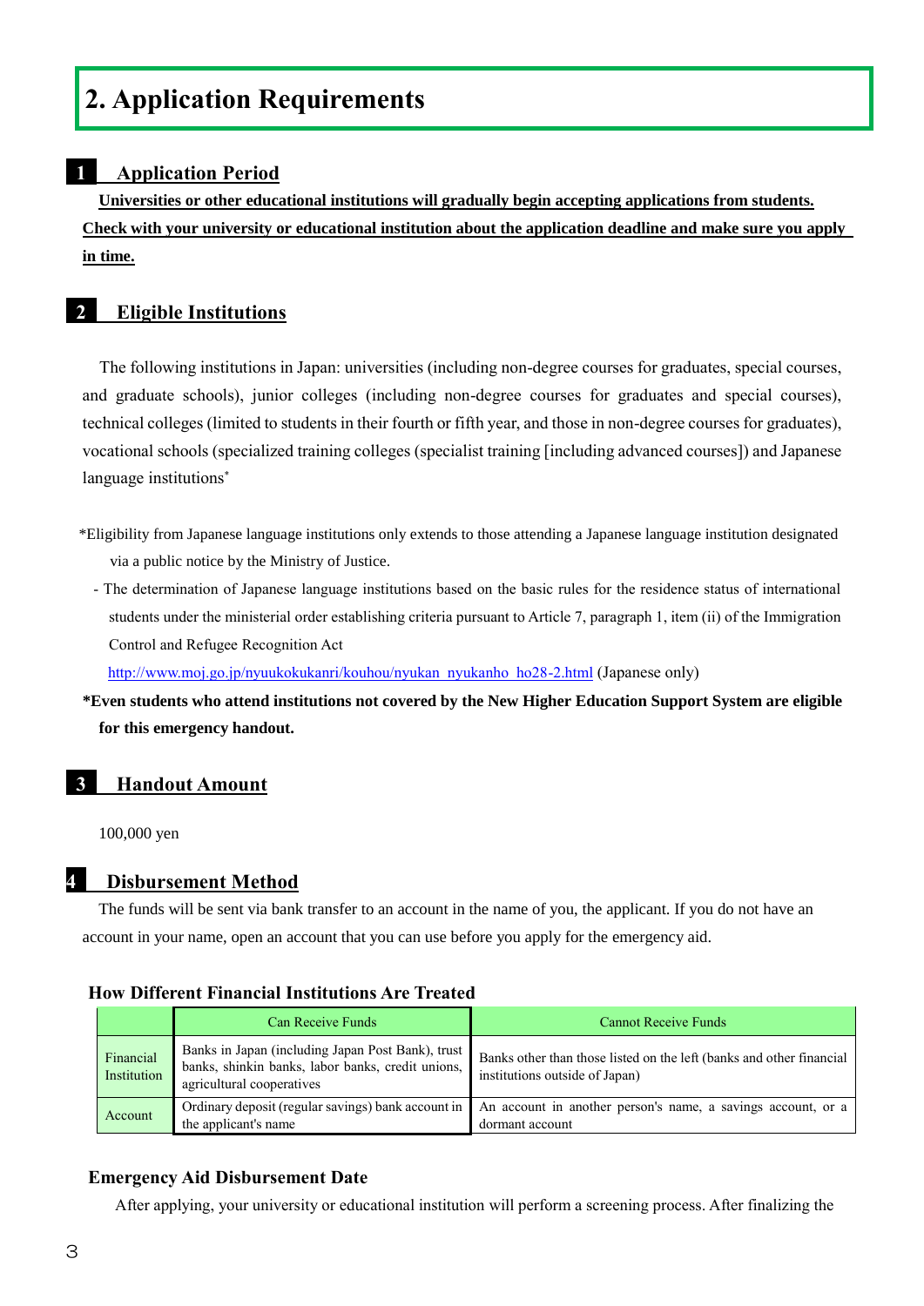# 2. Application Requirements

## 1 Application Period

**Universities or other educational institutions will gradually begin accepting applications from students. Check with your university or educational institution about the application deadline and make sure you apply in time.**

## 2 Eligible Institutions

The following institutions in Japan: universities (including non-degree courses for graduates, special courses, and graduate schools), junior colleges (including non-degree courses for graduates and special courses), technical colleges (limited to students in their fourth or fifth year, and those in non-degree courses for graduates), vocational schools (specialized training colleges (specialist training [including advanced courses]) and Japanese language institutions*

*Eligibility from Japanese language institutions only extends to those attending a Japanese language institution designated via a public notice by the Ministry of Justice.

- The determination of Japanese language institutions based on the basic rules for the residence status of international students under the ministerial order establishing criteria pursuant to Article 7, paragraph 1, item (ii) of the Immigration Control and Refugee Recognition Act

http://www.moj.go.jp/nyuukokukanri/kouhou/nyukan_nyukanho_ho28-2.html (Japanese only)

**\*Even students who attend institutions not covered by the New Higher Education Support System are eligible for this emergency handout.**

## 3 Handout Amount

100,000 yen

## 4 Disbursement Method

The funds will be sent via bank transfer to an account in the name of you, the applicant. If you do not have an account in your name, open an account that you can use before you apply for the emergency aid.

**How Different Financial Institutions Are Treated**

| | Can Receive Funds | Cannot Receive Funds |
|---|---|---|
| Financial Institution | Banks in Japan (including Japan Post Bank), trust banks, shinkin banks, labor banks, credit unions, agricultural cooperatives | Banks other than those listed on the left (banks and other financial institutions outside of Japan) |
| Account | Ordinary deposit (regular savings) bank account in the applicant's name | An account in another person's name, a savings account, or a dormant account |

**Emergency Aid Disbursement Date**

After applying, your university or educational institution will perform a screening process. After finalizing the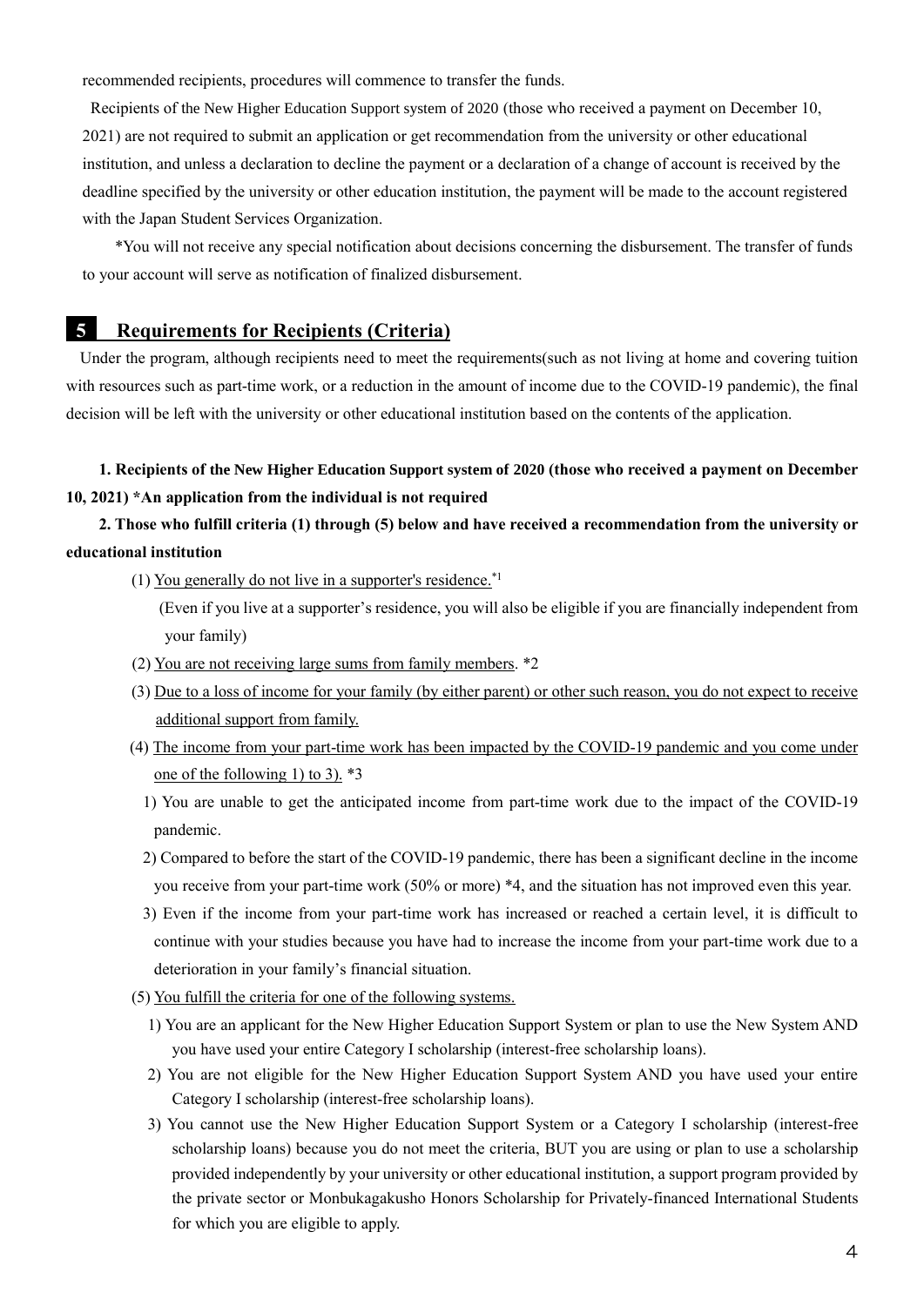recommended recipients, procedures will commence to transfer the funds.

Recipients of the New Higher Education Support system of 2020 (those who received a payment on December 10, 2021) are not required to submit an application or get recommendation from the university or other educational institution, and unless a declaration to decline the payment or a declaration of a change of account is received by the deadline specified by the university or other education institution, the payment will be made to the account registered with the Japan Student Services Organization.

*You will not receive any special notification about decisions concerning the disbursement. The transfer of funds to your account will serve as notification of finalized disbursement.

## 5 Requirements for Recipients (Criteria)

Under the program, although recipients need to meet the requirements(such as not living at home and covering tuition with resources such as part-time work, or a reduction in the amount of income due to the COVID-19 pandemic), the final decision will be left with the university or other educational institution based on the contents of the application.

**1. Recipients of the New Higher Education Support system of 2020 (those who received a payment on December 10, 2021) *An application from the individual is not required**

**2. Those who fulfill criteria (1) through (5) below and have received a recommendation from the university or educational institution**

(1) You generally do not live in a supporter's residence.*1

(Even if you live at a supporter's residence, you will also be eligible if you are financially independent from your family)

(2) You are not receiving large sums from family members. *2

(3) Due to a loss of income for your family (by either parent) or other such reason, you do not expect to receive additional support from family.

(4) The income from your part-time work has been impacted by the COVID-19 pandemic and you come under one of the following 1) to 3). *3

1) You are unable to get the anticipated income from part-time work due to the impact of the COVID-19 pandemic.

2) Compared to before the start of the COVID-19 pandemic, there has been a significant decline in the income you receive from your part-time work (50% or more) *4, and the situation has not improved even this year.

3) Even if the income from your part-time work has increased or reached a certain level, it is difficult to continue with your studies because you have had to increase the income from your part-time work due to a deterioration in your family's financial situation.

(5) You fulfill the criteria for one of the following systems.

1) You are an applicant for the New Higher Education Support System or plan to use the New System AND you have used your entire Category I scholarship (interest-free scholarship loans).

2) You are not eligible for the New Higher Education Support System AND you have used your entire Category I scholarship (interest-free scholarship loans).

3) You cannot use the New Higher Education Support System or a Category I scholarship (interest-free scholarship loans) because you do not meet the criteria, BUT you are using or plan to use a scholarship provided independently by your university or other educational institution, a support program provided by the private sector or Monbukagakusho Honors Scholarship for Privately-financed International Students for which you are eligible to apply.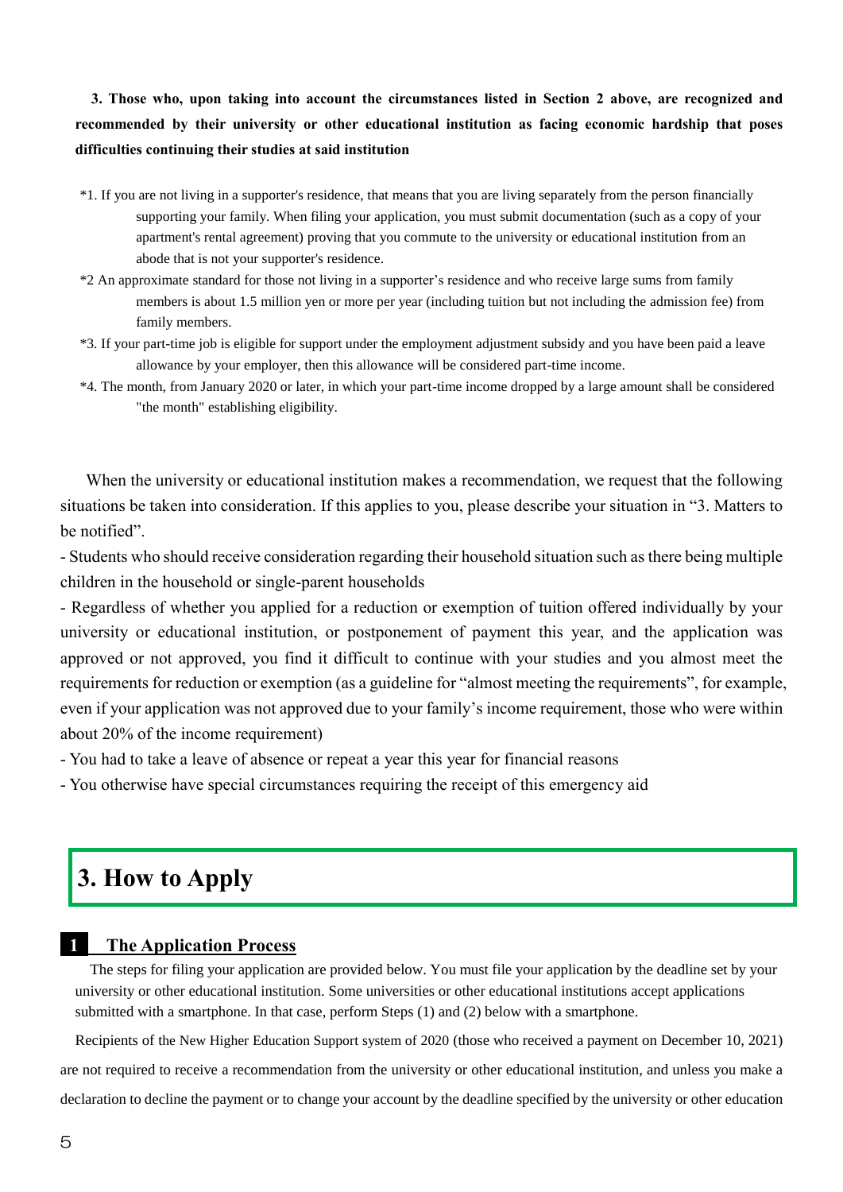**3. Those who, upon taking into account the circumstances listed in Section 2 above, are recognized and recommended by their university or other educational institution as facing economic hardship that poses difficulties continuing their studies at said institution**

*1. If you are not living in a supporter's residence, that means that you are living separately from the person financially supporting your family. When filing your application, you must submit documentation (such as a copy of your apartment's rental agreement) proving that you commute to the university or educational institution from an abode that is not your supporter's residence.

*2 An approximate standard for those not living in a supporter's residence and who receive large sums from family members is about 1.5 million yen or more per year (including tuition but not including the admission fee) from family members.

*3. If your part-time job is eligible for support under the employment adjustment subsidy and you have been paid a leave allowance by your employer, then this allowance will be considered part-time income.

*4. The month, from January 2020 or later, in which your part-time income dropped by a large amount shall be considered "the month" establishing eligibility.

When the university or educational institution makes a recommendation, we request that the following situations be taken into consideration. If this applies to you, please describe your situation in "3. Matters to be notified".

- Students who should receive consideration regarding their household situation such as there being multiple children in the household or single-parent households
- Regardless of whether you applied for a reduction or exemption of tuition offered individually by your university or educational institution, or postponement of payment this year, and the application was approved or not approved, you find it difficult to continue with your studies and you almost meet the requirements for reduction or exemption (as a guideline for "almost meeting the requirements", for example, even if your application was not approved due to your family's income requirement, those who were within about 20% of the income requirement)
- You had to take a leave of absence or repeat a year this year for financial reasons
- You otherwise have special circumstances requiring the receipt of this emergency aid

# 3. How to Apply

## 1 The Application Process

The steps for filing your application are provided below. You must file your application by the deadline set by your university or other educational institution. Some universities or other educational institutions accept applications submitted with a smartphone. In that case, perform Steps (1) and (2) below with a smartphone.

Recipients of the New Higher Education Support system of 2020 (those who received a payment on December 10, 2021) are not required to receive a recommendation from the university or other educational institution, and unless you make a declaration to decline the payment or to change your account by the deadline specified by the university or other education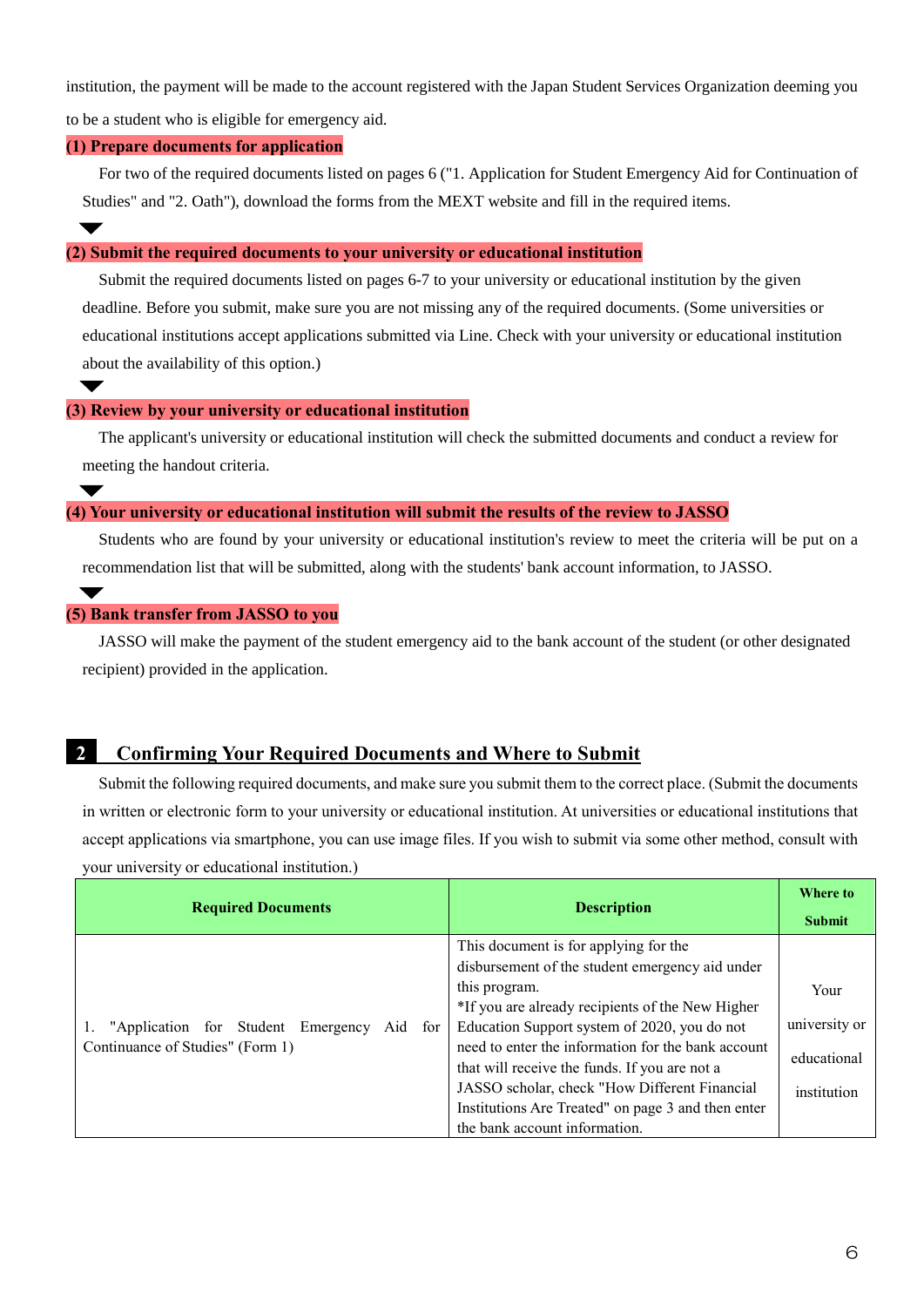institution, the payment will be made to the account registered with the Japan Student Services Organization deeming you to be a student who is eligible for emergency aid.

**(1) Prepare documents for application**

For two of the required documents listed on pages 6 ("1. Application for Student Emergency Aid for Continuation of Studies" and "2. Oath"), download the forms from the MEXT website and fill in the required items.

▼

**(2) Submit the required documents to your university or educational institution**

Submit the required documents listed on pages 6-7 to your university or educational institution by the given deadline. Before you submit, make sure you are not missing any of the required documents. (Some universities or educational institutions accept applications submitted via Line. Check with your university or educational institution about the availability of this option.)

▼

**(3) Review by your university or educational institution**

The applicant's university or educational institution will check the submitted documents and conduct a review for meeting the handout criteria.

▼

**(4) Your university or educational institution will submit the results of the review to JASSO**

Students who are found by your university or educational institution's review to meet the criteria will be put on a recommendation list that will be submitted, along with the students' bank account information, to JASSO.

▼

**(5) Bank transfer from JASSO to you**

JASSO will make the payment of the student emergency aid to the bank account of the student (or other designated recipient) provided in the application.

## 2 Confirming Your Required Documents and Where to Submit

Submit the following required documents, and make sure you submit them to the correct place. (Submit the documents in written or electronic form to your university or educational institution. At universities or educational institutions that accept applications via smartphone, you can use image files. If you wish to submit via some other method, consult with your university or educational institution.)

| Required Documents | Description | Where to Submit |
|---|---|---|
| 1. "Application for Student Emergency Aid for Continuance of Studies" (Form 1) | This document is for applying for the disbursement of the student emergency aid under this program.<br>*If you are already recipients of the New Higher Education Support system of 2020, you do not need to enter the information for the bank account that will receive the funds. If you are not a JASSO scholar, check "How Different Financial Institutions Are Treated" on page 3 and then enter the bank account information. | Your university or educational institution |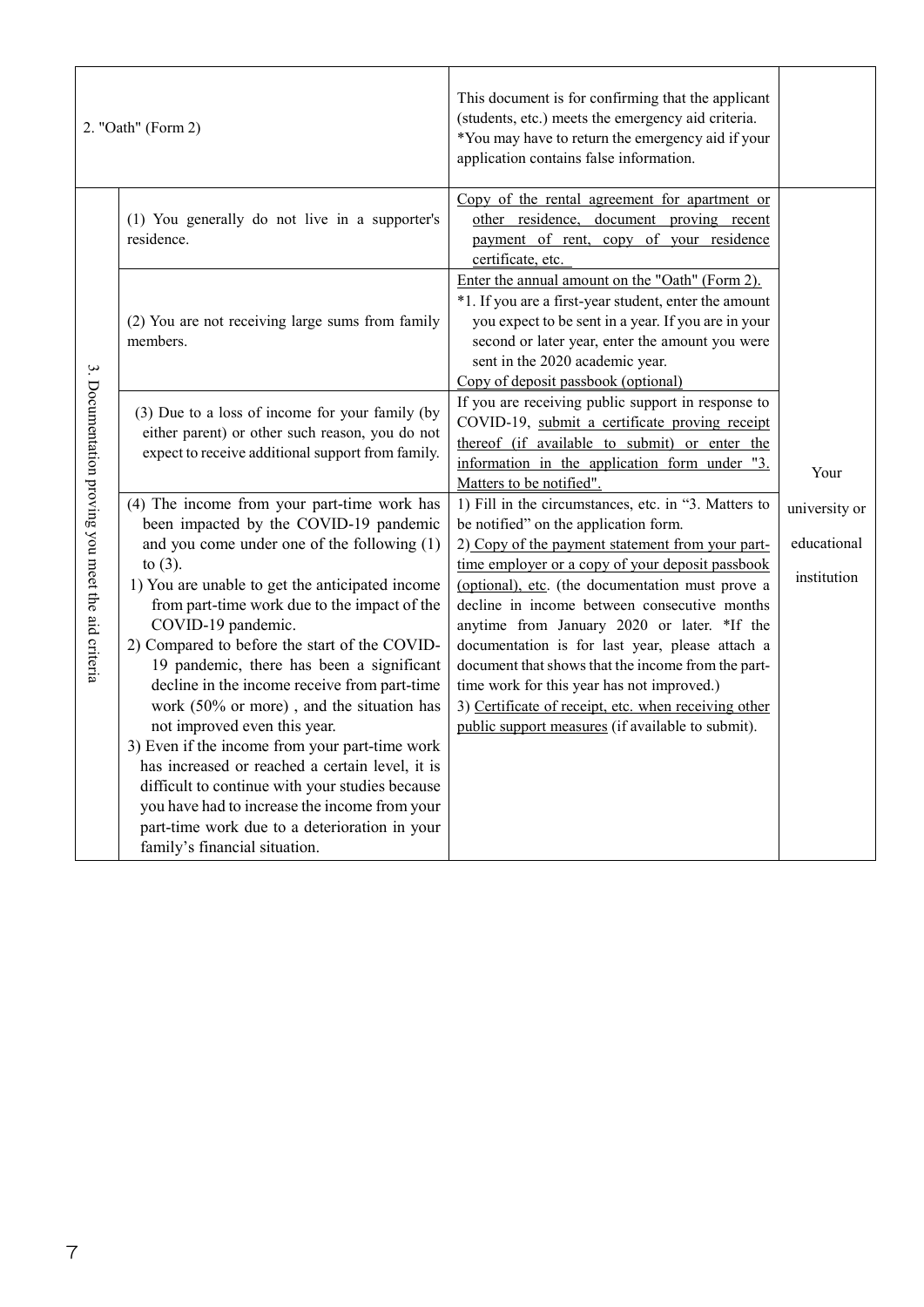| | | | |
|---|---|---|---|
| 2. "Oath" (Form 2) | | This document is for confirming that the applicant (students, etc.) meets the emergency aid criteria.<br>*You may have to return the emergency aid if your application contains false information. | |
| 3. Documentation proving you meet the aid criteria | (1) You generally do not live in a supporter's residence. | Copy of the rental agreement for apartment or other residence, document proving recent payment of rent, copy of your residence certificate, etc. | Your university or educational institution |
| | (2) You are not receiving large sums from family members. | Enter the annual amount on the "Oath" (Form 2).<br>*1. If you are a first-year student, enter the amount you expect to be sent in a year. If you are in your second or later year, enter the amount you were sent in the 2020 academic year.<br>Copy of deposit passbook (optional) | |
| | (3) Due to a loss of income for your family (by either parent) or other such reason, you do not expect to receive additional support from family. | If you are receiving public support in response to COVID-19, submit a certificate proving receipt thereof (if available to submit) or enter the information in the application form under "3. Matters to be notified". | |
| | (4) The income from your part-time work has been impacted by the COVID-19 pandemic and you come under one of the following (1) to (3).<br>1) You are unable to get the anticipated income from part-time work due to the impact of the COVID-19 pandemic.<br>2) Compared to before the start of the COVID-19 pandemic, there has been a significant decline in the income receive from part-time work (50% or more) , and the situation has not improved even this year.<br>3) Even if the income from your part-time work has increased or reached a certain level, it is difficult to continue with your studies because you have had to increase the income from your part-time work due to a deterioration in your family's financial situation. | 1) Fill in the circumstances, etc. in "3. Matters to be notified" on the application form.<br>2) Copy of the payment statement from your part-time employer or a copy of your deposit passbook (optional), etc. (the documentation must prove a decline in income between consecutive months anytime from January 2020 or later. *If the documentation is for last year, please attach a document that shows that the income from the part-time work for this year has not improved.)<br>3) Certificate of receipt, etc. when receiving other public support measures (if available to submit). | |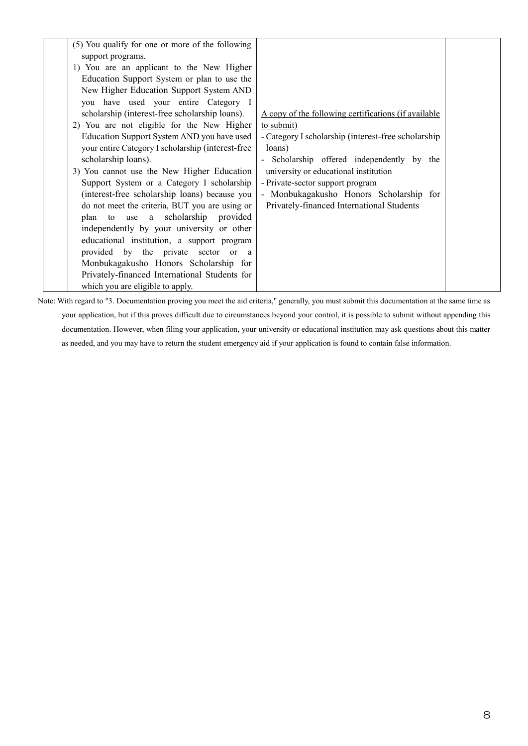| | | | |
|---|---|---|---|
| | (5) You qualify for one or more of the following support programs.<br>1) You are an applicant to the New Higher Education Support System or plan to use the New Higher Education Support System AND you have used your entire Category I scholarship (interest-free scholarship loans).<br>2) You are not eligible for the New Higher Education Support System AND you have used your entire Category I scholarship (interest-free scholarship loans).<br>3) You cannot use the New Higher Education Support System or a Category I scholarship (interest-free scholarship loans) because you do not meet the criteria, BUT you are using or plan to use a scholarship provided independently by your university or other educational institution, a support program provided by the private sector or a Monbukagakusho Honors Scholarship for Privately-financed International Students for which you are eligible to apply. | A copy of the following certifications (if available to submit)<br>- Category I scholarship (interest-free scholarship loans)<br>- Scholarship offered independently by the university or educational institution<br>- Private-sector support program<br>- Monbukagakusho Honors Scholarship for Privately-financed International Students | |

Note: With regard to "3. Documentation proving you meet the aid criteria," generally, you must submit this documentation at the same time as your application, but if this proves difficult due to circumstances beyond your control, it is possible to submit without appending this documentation. However, when filing your application, your university or educational institution may ask questions about this matter as needed, and you may have to return the student emergency aid if your application is found to contain false information.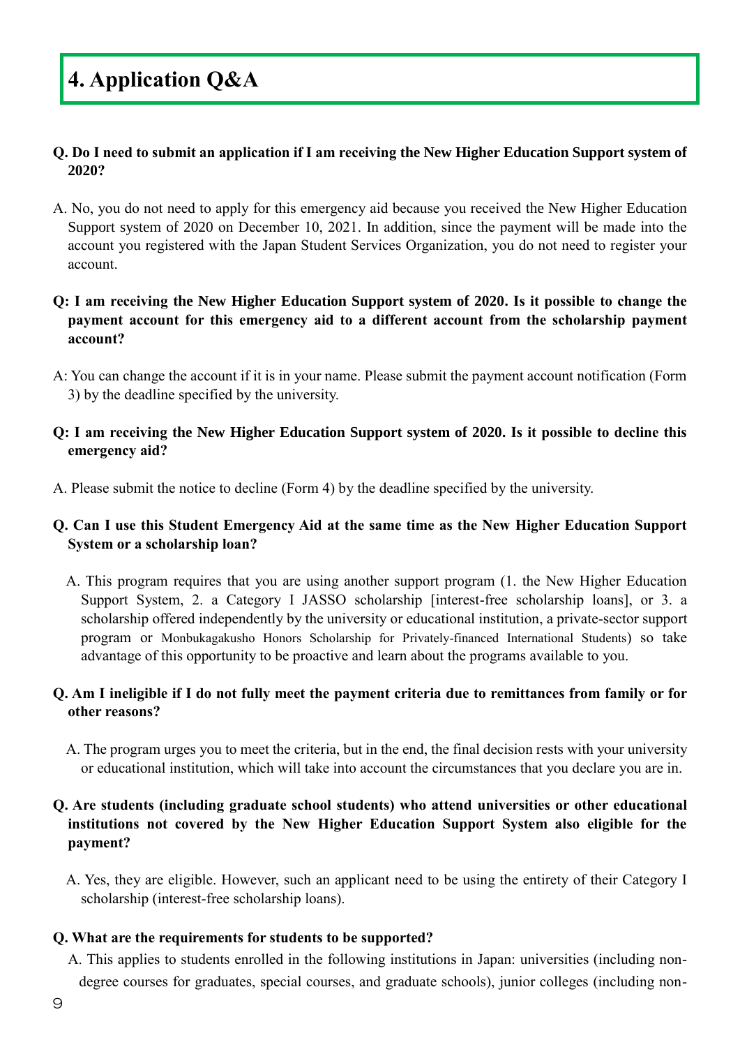# 4. Application Q&A

**Q. Do I need to submit an application if I am receiving the New Higher Education Support system of 2020?**

A. No, you do not need to apply for this emergency aid because you received the New Higher Education Support system of 2020 on December 10, 2021. In addition, since the payment will be made into the account you registered with the Japan Student Services Organization, you do not need to register your account.

**Q: I am receiving the New Higher Education Support system of 2020. Is it possible to change the payment account for this emergency aid to a different account from the scholarship payment account?**

A: You can change the account if it is in your name. Please submit the payment account notification (Form 3) by the deadline specified by the university.

**Q: I am receiving the New Higher Education Support system of 2020. Is it possible to decline this emergency aid?**

A. Please submit the notice to decline (Form 4) by the deadline specified by the university.

**Q. Can I use this Student Emergency Aid at the same time as the New Higher Education Support System or a scholarship loan?**

A. This program requires that you are using another support program (1. the New Higher Education Support System, 2. a Category I JASSO scholarship [interest-free scholarship loans], or 3. a scholarship offered independently by the university or educational institution, a private-sector support program or Monbukagakusho Honors Scholarship for Privately-financed International Students) so take advantage of this opportunity to be proactive and learn about the programs available to you.

**Q. Am I ineligible if I do not fully meet the payment criteria due to remittances from family or for other reasons?**

A. The program urges you to meet the criteria, but in the end, the final decision rests with your university or educational institution, which will take into account the circumstances that you declare you are in.

**Q. Are students (including graduate school students) who attend universities or other educational institutions not covered by the New Higher Education Support System also eligible for the payment?**

A. Yes, they are eligible. However, such an applicant need to be using the entirety of their Category I scholarship (interest-free scholarship loans).

**Q. What are the requirements for students to be supported?**

A. This applies to students enrolled in the following institutions in Japan: universities (including non-degree courses for graduates, special courses, and graduate schools), junior colleges (including non-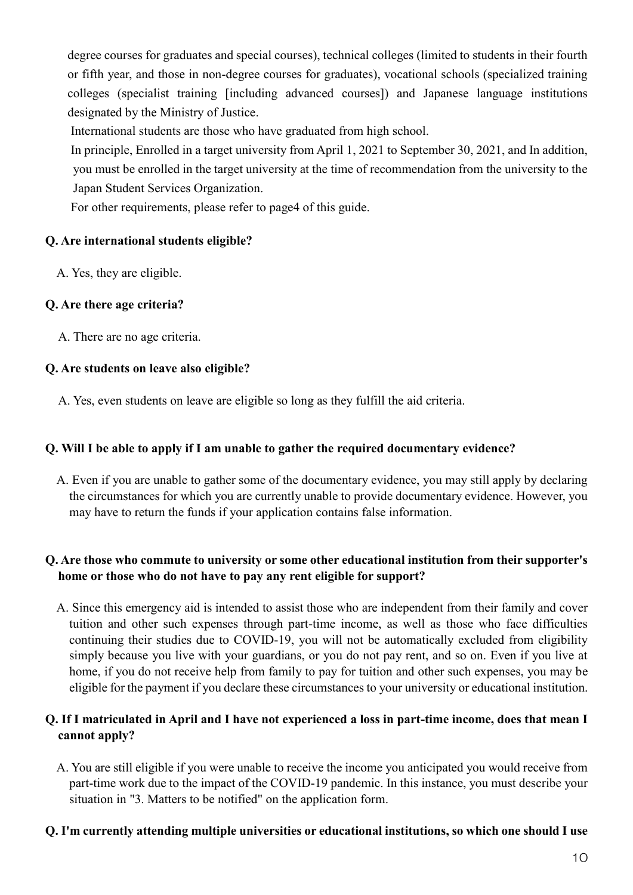degree courses for graduates and special courses), technical colleges (limited to students in their fourth or fifth year, and those in non-degree courses for graduates), vocational schools (specialized training colleges (specialist training [including advanced courses]) and Japanese language institutions designated by the Ministry of Justice.

International students are those who have graduated from high school.

In principle, Enrolled in a target university from April 1, 2021 to September 30, 2021, and In addition, you must be enrolled in the target university at the time of recommendation from the university to the Japan Student Services Organization.

For other requirements, please refer to page4 of this guide.

**Q. Are international students eligible?**

A. Yes, they are eligible.

**Q. Are there age criteria?**

A. There are no age criteria.

**Q. Are students on leave also eligible?**

A. Yes, even students on leave are eligible so long as they fulfill the aid criteria.

**Q. Will I be able to apply if I am unable to gather the required documentary evidence?**

A. Even if you are unable to gather some of the documentary evidence, you may still apply by declaring the circumstances for which you are currently unable to provide documentary evidence. However, you may have to return the funds if your application contains false information.

**Q. Are those who commute to university or some other educational institution from their supporter's home or those who do not have to pay any rent eligible for support?**

A. Since this emergency aid is intended to assist those who are independent from their family and cover tuition and other such expenses through part-time income, as well as those who face difficulties continuing their studies due to COVID-19, you will not be automatically excluded from eligibility simply because you live with your guardians, or you do not pay rent, and so on. Even if you live at home, if you do not receive help from family to pay for tuition and other such expenses, you may be eligible for the payment if you declare these circumstances to your university or educational institution.

**Q. If I matriculated in April and I have not experienced a loss in part-time income, does that mean I cannot apply?**

A. You are still eligible if you were unable to receive the income you anticipated you would receive from part-time work due to the impact of the COVID-19 pandemic. In this instance, you must describe your situation in "3. Matters to be notified" on the application form.

**Q. I'm currently attending multiple universities or educational institutions, so which one should I use**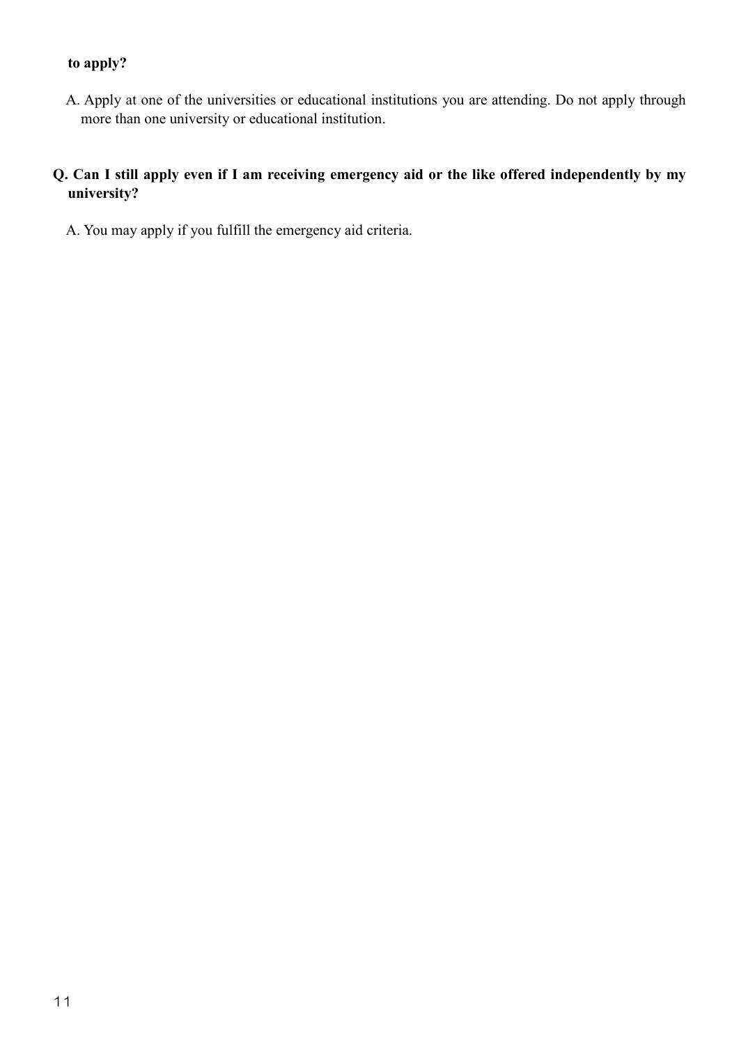**to apply?**

A. Apply at one of the universities or educational institutions you are attending. Do not apply through more than one university or educational institution.

**Q. Can I still apply even if I am receiving emergency aid or the like offered independently by my university?**

A. You may apply if you fulfill the emergency aid criteria.